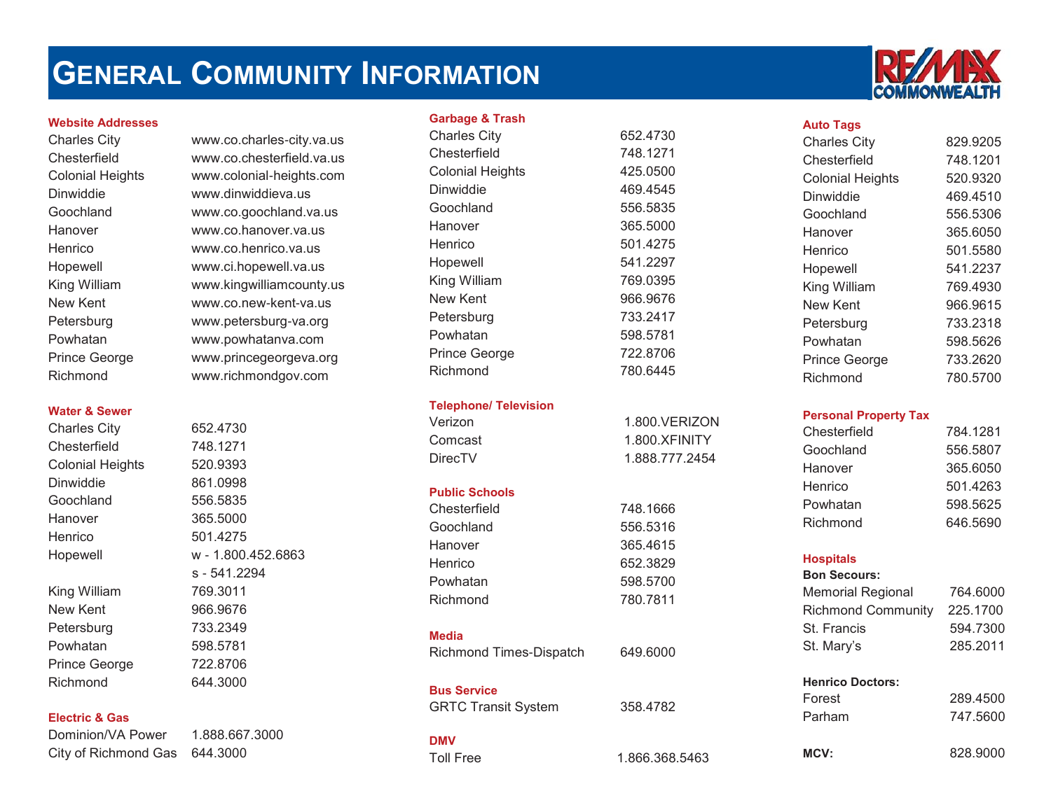# General Community Information

RE/MAX COMMONWEALTH

## Website Addresses

| | |
|---|---|
| Charles City | www.co.charles-city.va.us |
| Chesterfield | www.co.chesterfield.va.us |
| Colonial Heights | www.colonial-heights.com |
| Dinwiddie | www.dinwiddieva.us |
| Goochland | www.co.goochland.va.us |
| Hanover | www.co.hanover.va.us |
| Henrico | www.co.henrico.va.us |
| Hopewell | www.ci.hopewell.va.us |
| King William | www.kingwilliamcounty.us |
| New Kent | www.co.new-kent-va.us |
| Petersburg | www.petersburg-va.org |
| Powhatan | www.powhatanva.com |
| Prince George | www.princegeorgeva.org |
| Richmond | www.richmondgov.com |

## Water & Sewer

| | |
|---|---|
| Charles City | 652.4730 |
| Chesterfield | 748.1271 |
| Colonial Heights | 520.9393 |
| Dinwiddie | 861.0998 |
| Goochland | 556.5835 |
| Hanover | 365.5000 |
| Henrico | 501.4275 |
| Hopewell | w - 1.800.452.6863<br>s - 541.2294 |
| King William | 769.3011 |
| New Kent | 966.9676 |
| Petersburg | 733.2349 |
| Powhatan | 598.5781 |
| Prince George | 722.8706 |
| Richmond | 644.3000 |

## Electric & Gas

| | |
|---|---|
| Dominion/VA Power | 1.888.667.3000 |
| City of Richmond Gas | 644.3000 |

## Garbage & Trash

| | |
|---|---|
| Charles City | 652.4730 |
| Chesterfield | 748.1271 |
| Colonial Heights | 425.0500 |
| Dinwiddie | 469.4545 |
| Goochland | 556.5835 |
| Hanover | 365.5000 |
| Henrico | 501.4275 |
| Hopewell | 541.2297 |
| King William | 769.0395 |
| New Kent | 966.9676 |
| Petersburg | 733.2417 |
| Powhatan | 598.5781 |
| Prince George | 722.8706 |
| Richmond | 780.6445 |

## Telephone/ Television

| | |
|---|---|
| Verizon | 1.800.VERIZON |
| Comcast | 1.800.XFINITY |
| DirecTV | 1.888.777.2454 |

## Public Schools

| | |
|---|---|
| Chesterfield | 748.1666 |
| Goochland | 556.5316 |
| Hanover | 365.4615 |
| Henrico | 652.3829 |
| Powhatan | 598.5700 |
| Richmond | 780.7811 |

## Media

| | |
|---|---|
| Richmond Times-Dispatch | 649.6000 |

## Bus Service

| | |
|---|---|
| GRTC Transit System | 358.4782 |

## DMV

| | |
|---|---|
| Toll Free | 1.866.368.5463 |

## Auto Tags

| | |
|---|---|
| Charles City | 829.9205 |
| Chesterfield | 748.1201 |
| Colonial Heights | 520.9320 |
| Dinwiddie | 469.4510 |
| Goochland | 556.5306 |
| Hanover | 365.6050 |
| Henrico | 501.5580 |
| Hopewell | 541.2237 |
| King William | 769.4930 |
| New Kent | 966.9615 |
| Petersburg | 733.2318 |
| Powhatan | 598.5626 |
| Prince George | 733.2620 |
| Richmond | 780.5700 |

## Personal Property Tax

| | |
|---|---|
| Chesterfield | 784.1281 |
| Goochland | 556.5807 |
| Hanover | 365.6050 |
| Henrico | 501.4263 |
| Powhatan | 598.5625 |
| Richmond | 646.5690 |

## Hospitals

**Bon Secours:**

| | |
|---|---|
| Memorial Regional | 764.6000 |
| Richmond Community | 225.1700 |
| St. Francis | 594.7300 |
| St. Mary's | 285.2011 |

**Henrico Doctors:**

| | |
|---|---|
| Forest | 289.4500 |
| Parham | 747.5600 |

**MCV:** 828.9000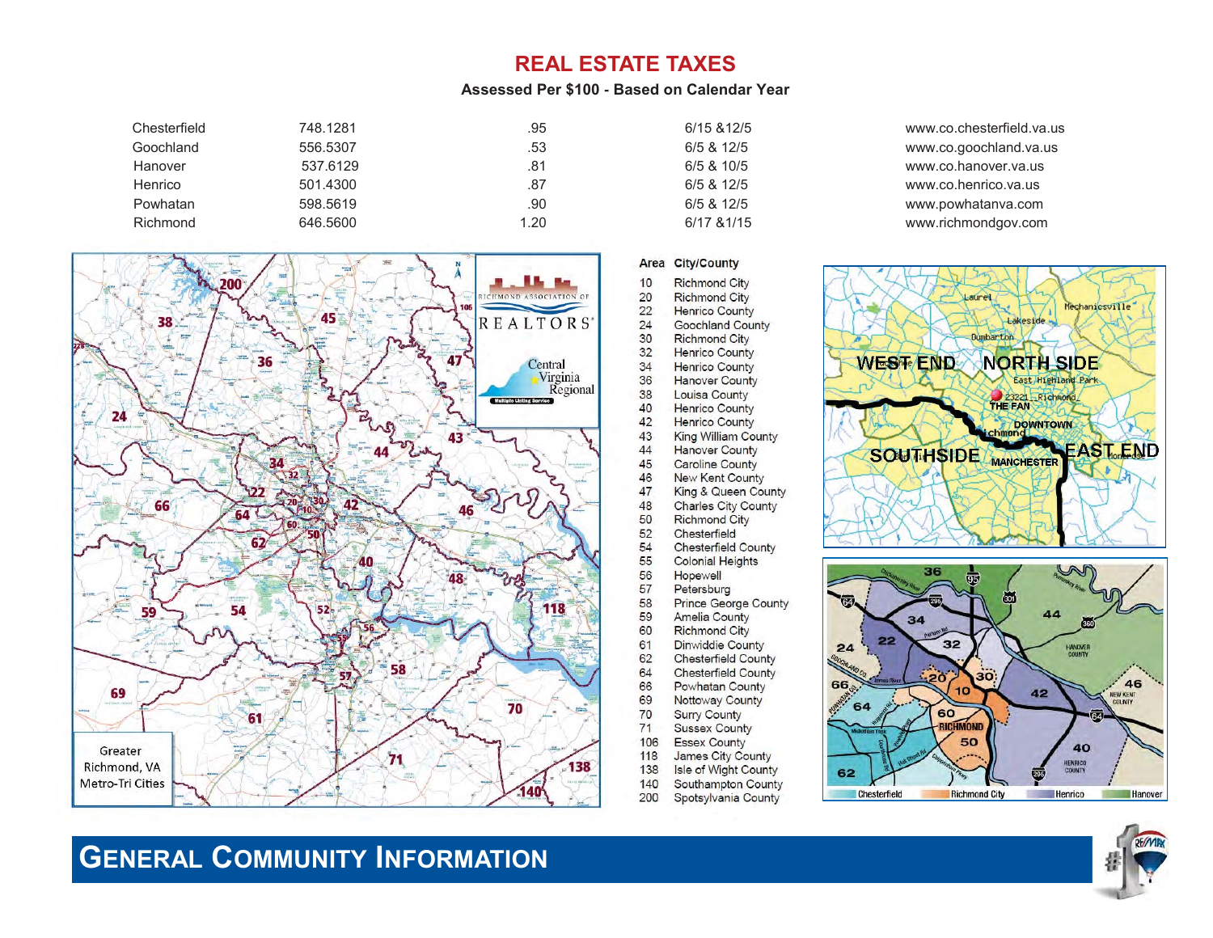# REAL ESTATE TAXES

**Assessed Per $100 - Based on Calendar Year**

| | | | | |
|---|---|---|---|---|
| Chesterfield | 748.1281 | .95 | 6/15 &12/5 | www.co.chesterfield.va.us |
| Goochland | 556.5307 | .53 | 6/5 & 12/5 | www.co.goochland.va.us |
| Hanover | 537.6129 | .81 | 6/5 & 10/5 | www.co.hanover.va.us |
| Henrico | 501.4300 | .87 | 6/5 & 12/5 | www.co.henrico.va.us |
| Powhatan | 598.5619 | .90 | 6/5 & 12/5 | www.powhatanva.com |
| Richmond | 646.5600 | 1.20 | 6/17 &1/15 | www.richmondgov.com |

Greater Richmond, VA Metro-Tri Cities

RICHMOND ASSOCIATION OF REALTORS®

Central Virginia Regional Multiple Listing Service

| Area | City/County |
|---|---|
| 10 | Richmond City |
| 20 | Richmond City |
| 22 | Henrico County |
| 24 | Goochland County |
| 30 | Richmond City |
| 32 | Henrico County |
| 34 | Henrico County |
| 36 | Hanover County |
| 38 | Louisa County |
| 40 | Henrico County |
| 42 | Henrico County |
| 43 | King William County |
| 44 | Hanover County |
| 45 | Caroline County |
| 46 | New Kent County |
| 47 | King & Queen County |
| 48 | Charles City County |
| 50 | Richmond City |
| 52 | Chesterfield |
| 54 | Chesterfield County |
| 55 | Colonial Heights |
| 56 | Hopewell |
| 57 | Petersburg |
| 58 | Prince George County |
| 59 | Amelia County |
| 60 | Richmond City |
| 61 | Dinwiddie County |
| 62 | Chesterfield County |
| 64 | Chesterfield County |
| 66 | Powhatan County |
| 69 | Nottoway County |
| 70 | Surry County |
| 71 | Sussex County |
| 106 | Essex County |
| 118 | James City County |
| 138 | Isle of Wight County |
| 140 | Southampton County |
| 200 | Spotsylvania County |

WEST END
NORTH SIDE
SOUTHSIDE
EAST END
DOWNTOWN
MANCHESTER
THE FAN

Chesterfield
Richmond City
Henrico
Hanover

## GENERAL COMMUNITY INFORMATION